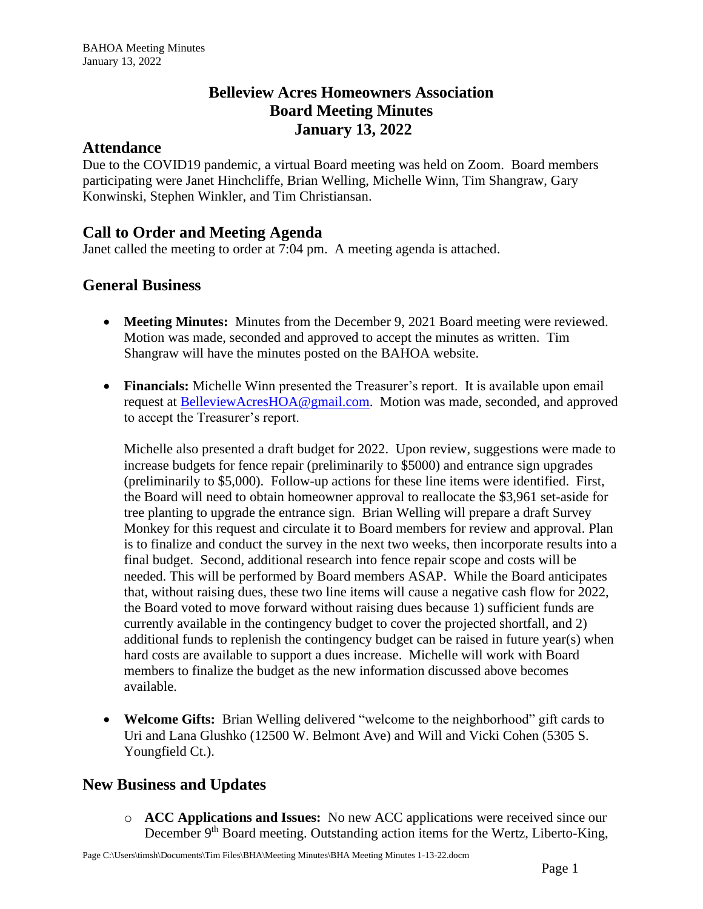# Belleview Acres Homeowners Association
# Board Meeting Minutes
# January 13, 2022

## Attendance

Due to the COVID19 pandemic, a virtual Board meeting was held on Zoom. Board members participating were Janet Hinchcliffe, Brian Welling, Michelle Winn, Tim Shangraw, Gary Konwinski, Stephen Winkler, and Tim Christiansan.

## Call to Order and Meeting Agenda

Janet called the meeting to order at 7:04 pm. A meeting agenda is attached.

## General Business

- **Meeting Minutes:** Minutes from the December 9, 2021 Board meeting were reviewed. Motion was made, seconded and approved to accept the minutes as written. Tim Shangraw will have the minutes posted on the BAHOA website.

- **Financials:** Michelle Winn presented the Treasurer's report. It is available upon email request at BelleviewAcresHOA@gmail.com. Motion was made, seconded, and approved to accept the Treasurer's report.

  Michelle also presented a draft budget for 2022. Upon review, suggestions were made to increase budgets for fence repair (preliminarily to $5000) and entrance sign upgrades (preliminarily to $5,000). Follow-up actions for these line items were identified. First, the Board will need to obtain homeowner approval to reallocate the $3,961 set-aside for tree planting to upgrade the entrance sign. Brian Welling will prepare a draft Survey Monkey for this request and circulate it to Board members for review and approval. Plan is to finalize and conduct the survey in the next two weeks, then incorporate results into a final budget. Second, additional research into fence repair scope and costs will be needed. This will be performed by Board members ASAP. While the Board anticipates that, without raising dues, these two line items will cause a negative cash flow for 2022, the Board voted to move forward without raising dues because 1) sufficient funds are currently available in the contingency budget to cover the projected shortfall, and 2) additional funds to replenish the contingency budget can be raised in future year(s) when hard costs are available to support a dues increase. Michelle will work with Board members to finalize the budget as the new information discussed above becomes available.

- **Welcome Gifts:** Brian Welling delivered "welcome to the neighborhood" gift cards to Uri and Lana Glushko (12500 W. Belmont Ave) and Will and Vicki Cohen (5305 S. Youngfield Ct.).

## New Business and Updates

- **ACC Applications and Issues:** No new ACC applications were received since our December 9th Board meeting. Outstanding action items for the Wertz, Liberto-King,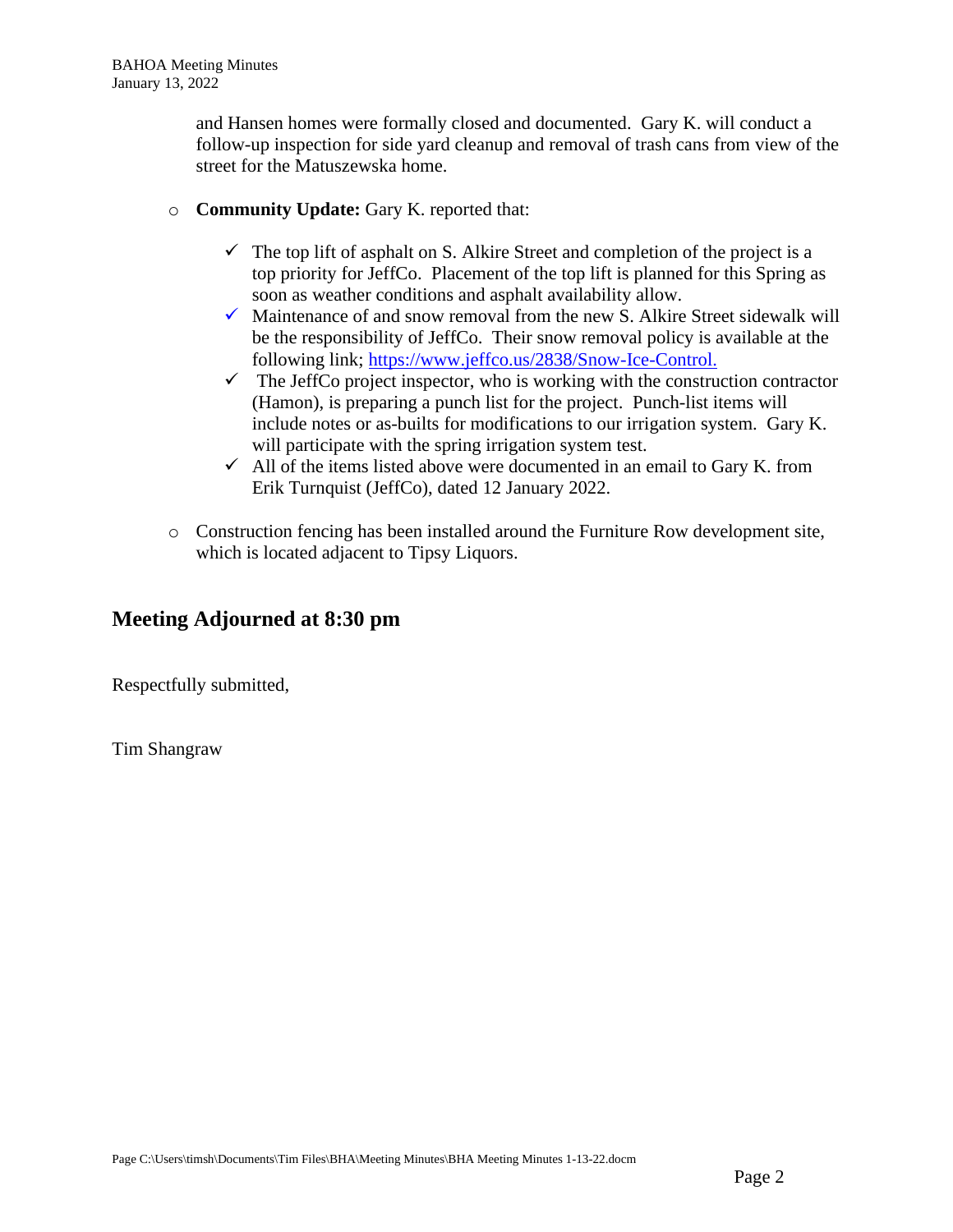and Hansen homes were formally closed and documented. Gary K. will conduct a follow-up inspection for side yard cleanup and removal of trash cans from view of the street for the Matuszewska home.

- **Community Update:** Gary K. reported that:

  - ✓ The top lift of asphalt on S. Alkire Street and completion of the project is a top priority for JeffCo. Placement of the top lift is planned for this Spring as soon as weather conditions and asphalt availability allow.
  - ✓ Maintenance of and snow removal from the new S. Alkire Street sidewalk will be the responsibility of JeffCo. Their snow removal policy is available at the following link; https://www.jeffco.us/2838/Snow-Ice-Control.
  - ✓ The JeffCo project inspector, who is working with the construction contractor (Hamon), is preparing a punch list for the project. Punch-list items will include notes or as-builts for modifications to our irrigation system. Gary K. will participate with the spring irrigation system test.
  - ✓ All of the items listed above were documented in an email to Gary K. from Erik Turnquist (JeffCo), dated 12 January 2022.

- Construction fencing has been installed around the Furniture Row development site, which is located adjacent to Tipsy Liquors.

## Meeting Adjourned at 8:30 pm

Respectfully submitted,

Tim Shangraw

Page C:\Users\timsh\Documents\Tim Files\BHA\Meeting Minutes\BHA Meeting Minutes 1-13-22.docm